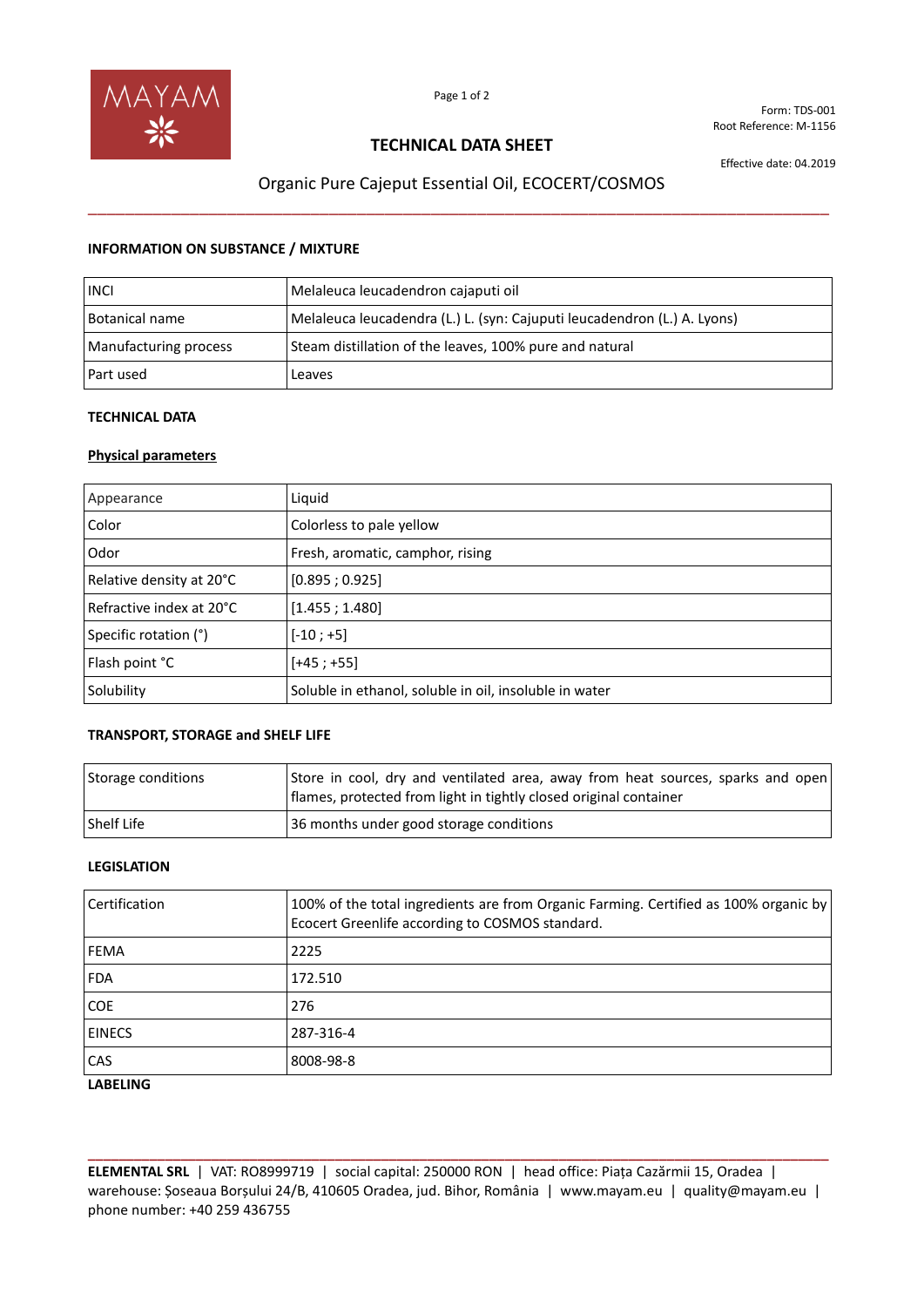Form: TDS-001
Root Reference: M-1156

# TECHNICAL DATA SHEET

Effective date: 04.2019

## Organic Pure Cajeput Essential Oil, ECOCERT/COSMOS

### INFORMATION ON SUBSTANCE / MIXTURE

| | |
|---|---|
| INCI | Melaleuca leucadendron cajaputi oil |
| Botanical name | Melaleuca leucadendra (L.) L. (syn: Cajuputi leucadendron (L.) A. Lyons) |
| Manufacturing process | Steam distillation of the leaves, 100% pure and natural |
| Part used | Leaves |

### TECHNICAL DATA

**Physical parameters**

| | |
|---|---|
| Appearance | Liquid |
| Color | Colorless to pale yellow |
| Odor | Fresh, aromatic, camphor, rising |
| Relative density at 20°C | [0.895 ; 0.925] |
| Refractive index at 20°C | [1.455 ; 1.480] |
| Specific rotation (°) | [-10 ; +5] |
| Flash point °C | [+45 ; +55] |
| Solubility | Soluble in ethanol, soluble in oil, insoluble in water |

### TRANSPORT, STORAGE and SHELF LIFE

| | |
|---|---|
| Storage conditions | Store in cool, dry and ventilated area, away from heat sources, sparks and open flames, protected from light in tightly closed original container |
| Shelf Life | 36 months under good storage conditions |

### LEGISLATION

| | |
|---|---|
| Certification | 100% of the total ingredients are from Organic Farming. Certified as 100% organic by Ecocert Greenlife according to COSMOS standard. |
| FEMA | 2225 |
| FDA | 172.510 |
| COE | 276 |
| EINECS | 287-316-4 |
| CAS | 8008-98-8 |

### LABELING

**ELEMENTAL SRL** | VAT: RO8999719 | social capital: 250000 RON | head office: Piața Cazărmii 15, Oradea | warehouse: Șoseaua Borșului 24/B, 410605 Oradea, jud. Bihor, România | www.mayam.eu | quality@mayam.eu | phone number: +40 259 436755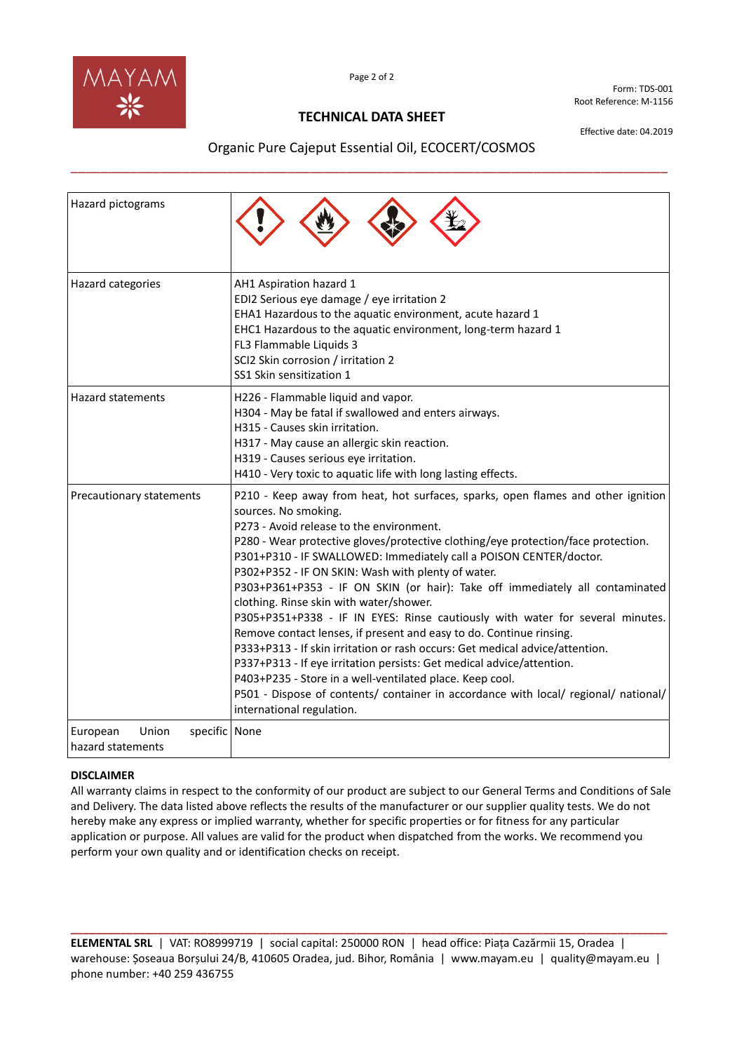# TECHNICAL DATA SHEET

Form: TDS-001
Root Reference: M-1156

Effective date: 04.2019

## Organic Pure Cajeput Essential Oil, ECOCERT/COSMOS

| | |
|---|---|
| Hazard pictograms | |
| Hazard categories | AH1 Aspiration hazard 1<br>EDI2 Serious eye damage / eye irritation 2<br>EHA1 Hazardous to the aquatic environment, acute hazard 1<br>EHC1 Hazardous to the aquatic environment, long-term hazard 1<br>FL3 Flammable Liquids 3<br>SCI2 Skin corrosion / irritation 2<br>SS1 Skin sensitization 1 |
| Hazard statements | H226 - Flammable liquid and vapor.<br>H304 - May be fatal if swallowed and enters airways.<br>H315 - Causes skin irritation.<br>H317 - May cause an allergic skin reaction.<br>H319 - Causes serious eye irritation.<br>H410 - Very toxic to aquatic life with long lasting effects. |
| Precautionary statements | P210 - Keep away from heat, hot surfaces, sparks, open flames and other ignition sources. No smoking.<br>P273 - Avoid release to the environment.<br>P280 - Wear protective gloves/protective clothing/eye protection/face protection.<br>P301+P310 - IF SWALLOWED: Immediately call a POISON CENTER/doctor.<br>P302+P352 - IF ON SKIN: Wash with plenty of water.<br>P303+P361+P353 - IF ON SKIN (or hair): Take off immediately all contaminated clothing. Rinse skin with water/shower.<br>P305+P351+P338 - IF IN EYES: Rinse cautiously with water for several minutes. Remove contact lenses, if present and easy to do. Continue rinsing.<br>P333+P313 - If skin irritation or rash occurs: Get medical advice/attention.<br>P337+P313 - If eye irritation persists: Get medical advice/attention.<br>P403+P235 - Store in a well-ventilated place. Keep cool.<br>P501 - Dispose of contents/ container in accordance with local/ regional/ national/ international regulation. |
| European Union specific hazard statements | None |

**DISCLAIMER**

All warranty claims in respect to the conformity of our product are subject to our General Terms and Conditions of Sale and Delivery. The data listed above reflects the results of the manufacturer or our supplier quality tests. We do not hereby make any express or implied warranty, whether for specific properties or for fitness for any particular application or purpose. All values are valid for the product when dispatched from the works. We recommend you perform your own quality and or identification checks on receipt.

**ELEMENTAL SRL** | VAT: RO8999719 | social capital: 250000 RON | head office: Piața Cazărmii 15, Oradea | warehouse: Șoseaua Borșului 24/B, 410605 Oradea, jud. Bihor, România | www.mayam.eu | quality@mayam.eu | phone number: +40 259 436755